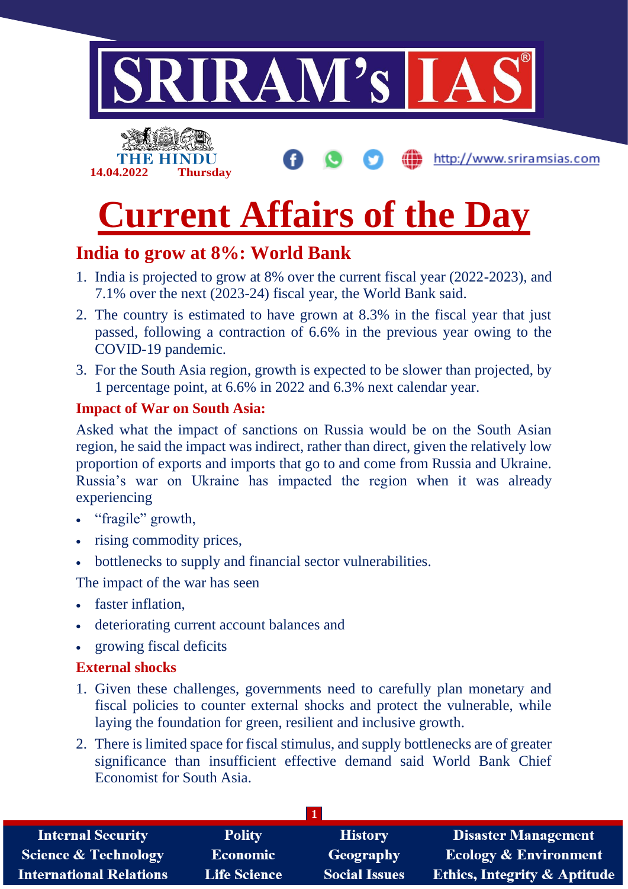# Current Affairs of the Day

## India to grow at 8%: World Bank

1. India is projected to grow at 8% over the current fiscal year (2022-2023), and 7.1% over the next (2023-24) fiscal year, the World Bank said.
2. The country is estimated to have grown at 8.3% in the fiscal year that just passed, following a contraction of 6.6% in the previous year owing to the COVID-19 pandemic.
3. For the South Asia region, growth is expected to be slower than projected, by 1 percentage point, at 6.6% in 2022 and 6.3% next calendar year.

### Impact of War on South Asia:

Asked what the impact of sanctions on Russia would be on the South Asian region, he said the impact was indirect, rather than direct, given the relatively low proportion of exports and imports that go to and come from Russia and Ukraine. Russia's war on Ukraine has impacted the region when it was already experiencing

- "fragile" growth,
- rising commodity prices,
- bottlenecks to supply and financial sector vulnerabilities.

The impact of the war has seen

- faster inflation,
- deteriorating current account balances and
- growing fiscal deficits

### External shocks

1. Given these challenges, governments need to carefully plan monetary and fiscal policies to counter external shocks and protect the vulnerable, while laying the foundation for green, resilient and inclusive growth.
2. There is limited space for fiscal stimulus, and supply bottlenecks are of greater significance than insufficient effective demand said World Bank Chief Economist for South Asia.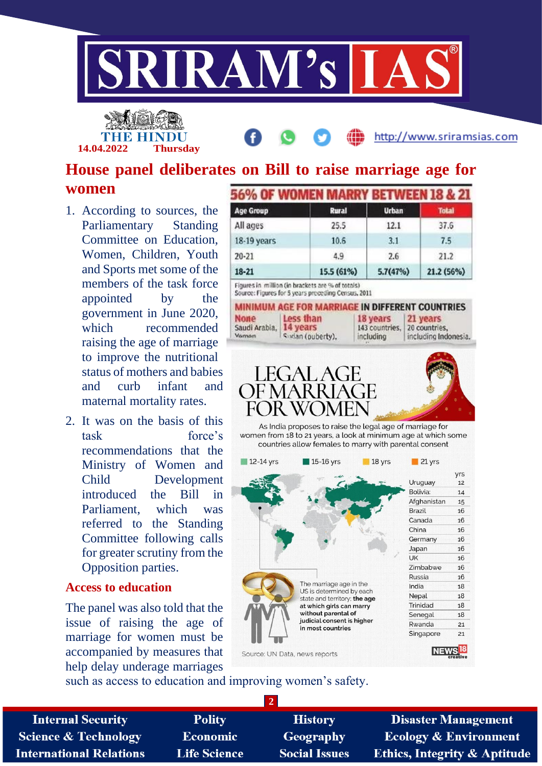# House panel deliberates on Bill to raise marriage age for women

1. According to sources, the Parliamentary Standing Committee on Education, Women, Children, Youth and Sports met some of the members of the task force appointed by the government in June 2020, which recommended raising the age of marriage to improve the nutritional status of mothers and babies and curb infant and maternal mortality rates.

2. It was on the basis of this task force's recommendations that the Ministry of Women and Child Development introduced the Bill in Parliament, which was referred to the Standing Committee following calls for greater scrutiny from the Opposition parties.

## Access to education

The panel was also told that the issue of raising the age of marriage for women must be accompanied by measures that help delay underage marriages such as access to education and improving women's safety.

**56% OF WOMEN MARRY BETWEEN 18 & 21**

| Age Group | Rural | Urban | Total |
|---|---|---|---|
| All ages | 25.5 | 12.1 | 37.6 |
| 18-19 years | 10.6 | 3.1 | 7.5 |
| 20-21 | 4.9 | 2.6 | 21.2 |
| 18-21 | 15.5 (61%) | 5.7(47%) | 21.2 (56%) |

Figures in million (in brackets are % of totals)
Source: Figures for 5 years preceding Census, 2011

**MINIMUM AGE FOR MARRIAGE IN DIFFERENT COUNTRIES**

| None | Less than 14 years | 18 years | 21 years |
|---|---|---|---|
| Saudi Arabia, Yemen | Sudan (puberty), | 143 countries, including | 20 countries, including Indonesia. |

**LEGAL AGE OF MARRIAGE FOR WOMEN**

As India proposes to raise the legal age of marriage for women from 18 to 21 years, a look at minimum age at which some countries allow females to marry with parental consent

12-14 yrs | 15-16 yrs | 18 yrs | 21 yrs

| Country | yrs |
|---|---|
| Uruguay | 12 |
| Bolivia: | 14 |
| Afghanistan | 15 |
| Brazil | 16 |
| Canada | 16 |
| China | 16 |
| Germany | 16 |
| Japan | 16 |
| UK | 16 |
| Zimbabwe | 16 |
| Russia | 16 |
| India | 18 |
| Nepal | 18 |
| Trinidad | 18 |
| Senegal | 18 |
| Rwanda | 21 |
| Singapore | 21 |

The marriage age in the US is determined by each state and territory; **the age at which girls can marry without parental of judicial consent is higher in most countries**

Source: UN Data, news reports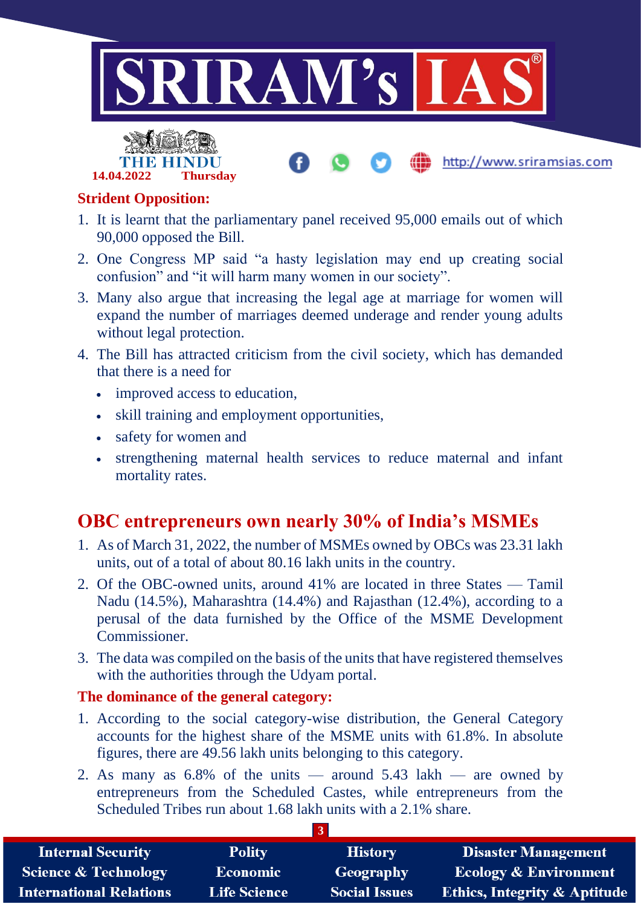**Strident Opposition:**

1. It is learnt that the parliamentary panel received 95,000 emails out of which 90,000 opposed the Bill.
2. One Congress MP said "a hasty legislation may end up creating social confusion" and "it will harm many women in our society".
3. Many also argue that increasing the legal age at marriage for women will expand the number of marriages deemed underage and render young adults without legal protection.
4. The Bill has attracted criticism from the civil society, which has demanded that there is a need for
   - improved access to education,
   - skill training and employment opportunities,
   - safety for women and
   - strengthening maternal health services to reduce maternal and infant mortality rates.

## OBC entrepreneurs own nearly 30% of India's MSMEs

1. As of March 31, 2022, the number of MSMEs owned by OBCs was 23.31 lakh units, out of a total of about 80.16 lakh units in the country.
2. Of the OBC-owned units, around 41% are located in three States — Tamil Nadu (14.5%), Maharashtra (14.4%) and Rajasthan (12.4%), according to a perusal of the data furnished by the Office of the MSME Development Commissioner.
3. The data was compiled on the basis of the units that have registered themselves with the authorities through the Udyam portal.

**The dominance of the general category:**

1. According to the social category-wise distribution, the General Category accounts for the highest share of the MSME units with 61.8%. In absolute figures, there are 49.56 lakh units belonging to this category.
2. As many as 6.8% of the units — around 5.43 lakh — are owned by entrepreneurs from the Scheduled Castes, while entrepreneurs from the Scheduled Tribes run about 1.68 lakh units with a 2.1% share.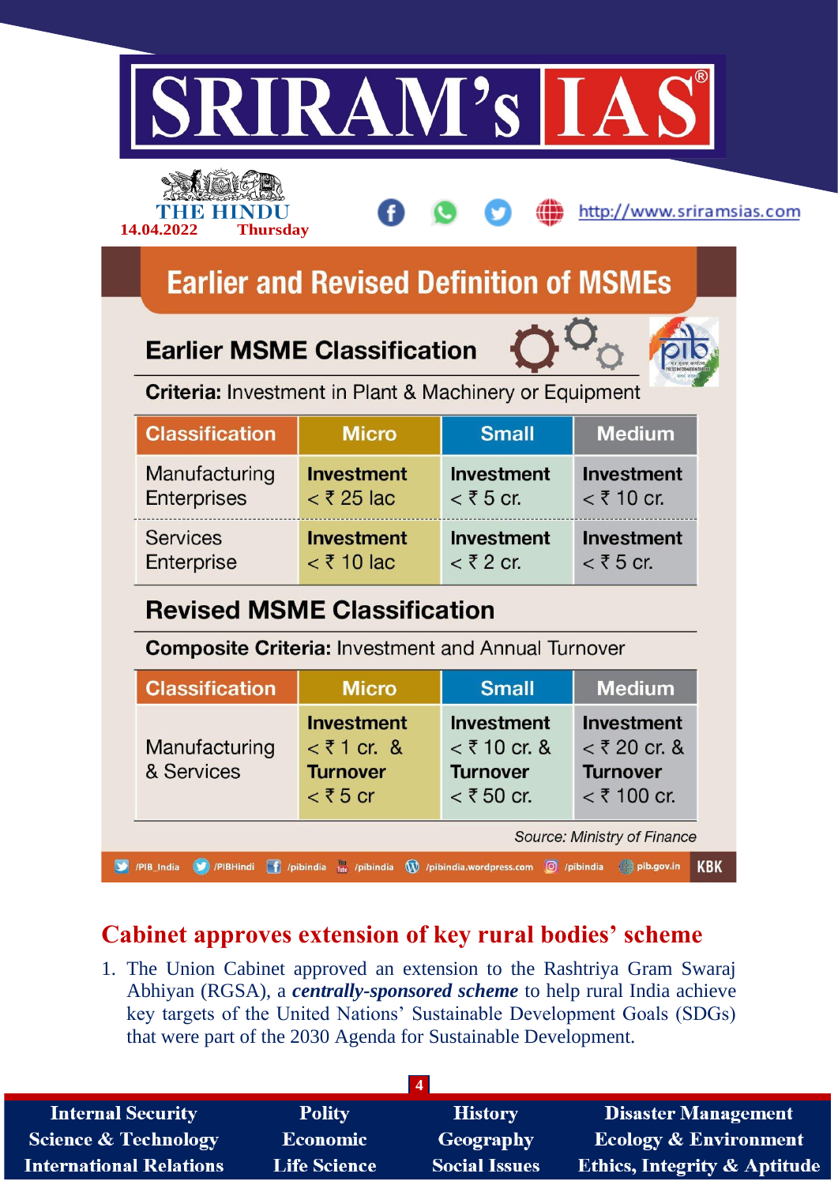## Earlier and Revised Definition of MSMEs

### Earlier MSME Classification

**Criteria:** Investment in Plant & Machinery or Equipment

| Classification | Micro | Small | Medium |
|---|---|---|---|
| Manufacturing Enterprises | **Investment** < ₹ 25 lac | **Investment** < ₹ 5 cr. | **Investment** < ₹ 10 cr. |
| Services Enterprise | **Investment** < ₹ 10 lac | **Investment** < ₹ 2 cr. | **Investment** < ₹ 5 cr. |

### Revised MSME Classification

**Composite Criteria:** Investment and Annual Turnover

| Classification | Micro | Small | Medium |
|---|---|---|---|
| Manufacturing & Services | **Investment** < ₹ 1 cr. & **Turnover** < ₹ 5 cr | **Investment** < ₹ 10 cr. & **Turnover** < ₹ 50 cr. | **Investment** < ₹ 20 cr. & **Turnover** < ₹ 100 cr. |

*Source: Ministry of Finance*

## Cabinet approves extension of key rural bodies' scheme

1. The Union Cabinet approved an extension to the Rashtriya Gram Swaraj Abhiyan (RGSA), a ***centrally-sponsored scheme*** to help rural India achieve key targets of the United Nations' Sustainable Development Goals (SDGs) that were part of the 2030 Agenda for Sustainable Development.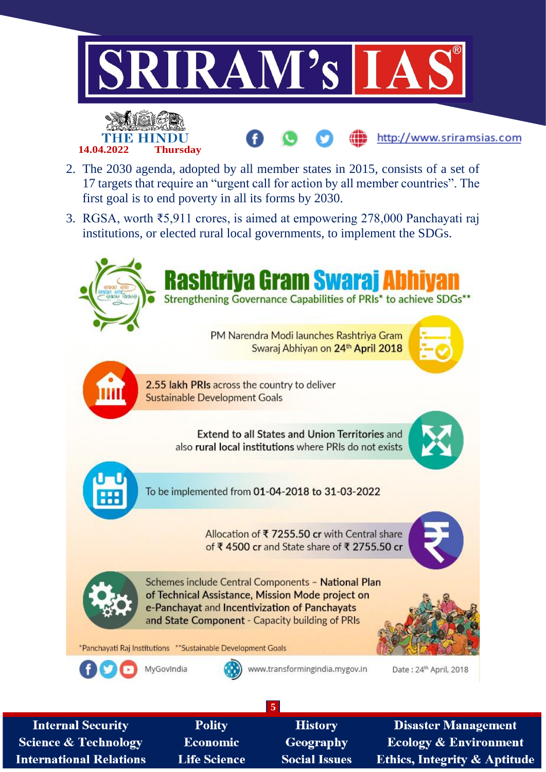2. The 2030 agenda, adopted by all member states in 2015, consists of a set of 17 targets that require an "urgent call for action by all member countries". The first goal is to end poverty in all its forms by 2030.
3. RGSA, worth ₹5,911 crores, is aimed at empowering 278,000 Panchayati raj institutions, or elected rural local governments, to implement the SDGs.

# Rashtriya Gram Swaraj Abhiyan

Strengthening Governance Capabilities of PRIs* to achieve SDGs**

PM Narendra Modi launches Rashtriya Gram Swaraj Abhiyan on 24th April 2018

**2.55 lakh PRIs** across the country to deliver Sustainable Development Goals

**Extend to all States and Union Territories** and also **rural local institutions** where PRIs do not exists

To be implemented from **01-04-2018 to 31-03-2022**

Allocation of **₹ 7255.50 cr** with Central share of **₹ 4500 cr** and State share of **₹ 2755.50 cr**

Schemes include Central Components - **National Plan of Technical Assistance, Mission Mode project on e-Panchayat** and **Incentivization of Panchayats** and **State Component** - Capacity building of PRIs

*Panchayati Raj Institutions **Sustainable Development Goals

MyGovIndia www.transformingindia.mygov.in Date : 24th April, 2018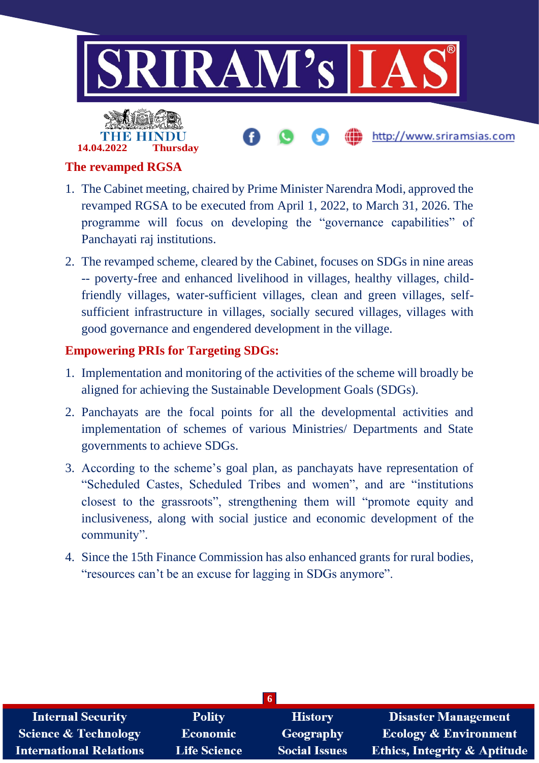## The revamped RGSA

1. The Cabinet meeting, chaired by Prime Minister Narendra Modi, approved the revamped RGSA to be executed from April 1, 2022, to March 31, 2026. The programme will focus on developing the "governance capabilities" of Panchayati raj institutions.
2. The revamped scheme, cleared by the Cabinet, focuses on SDGs in nine areas -- poverty-free and enhanced livelihood in villages, healthy villages, child-friendly villages, water-sufficient villages, clean and green villages, self-sufficient infrastructure in villages, socially secured villages, villages with good governance and engendered development in the village.

## Empowering PRIs for Targeting SDGs:

1. Implementation and monitoring of the activities of the scheme will broadly be aligned for achieving the Sustainable Development Goals (SDGs).
2. Panchayats are the focal points for all the developmental activities and implementation of schemes of various Ministries/ Departments and State governments to achieve SDGs.
3. According to the scheme's goal plan, as panchayats have representation of "Scheduled Castes, Scheduled Tribes and women", and are "institutions closest to the grassroots", strengthening them will "promote equity and inclusiveness, along with social justice and economic development of the community".
4. Since the 15th Finance Commission has also enhanced grants for rural bodies, "resources can't be an excuse for lagging in SDGs anymore".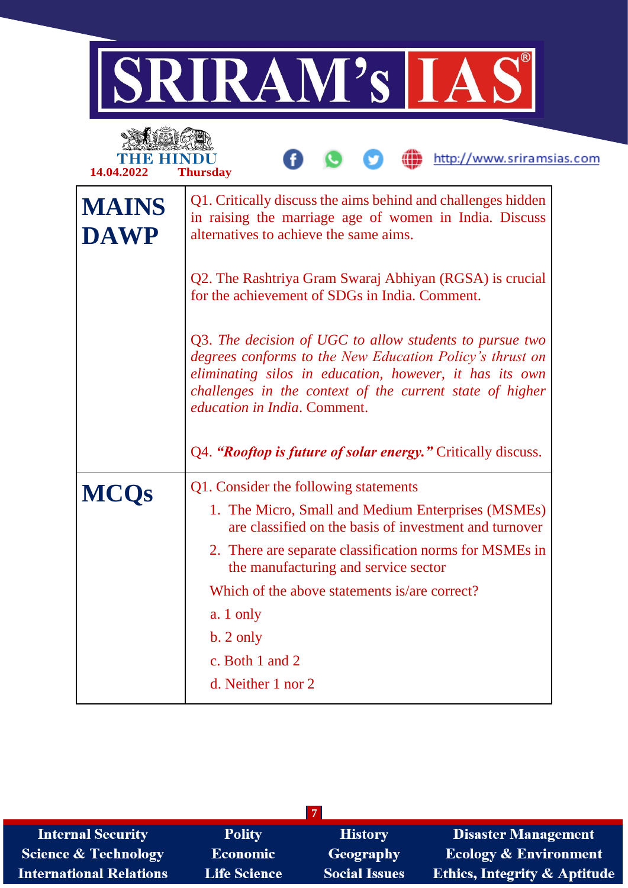14.04.2022 Thursday

| | |
|---|---|
| **MAINS DAWP** | Q1. Critically discuss the aims behind and challenges hidden in raising the marriage age of women in India. Discuss alternatives to achieve the same aims.<br><br>Q2. The Rashtriya Gram Swaraj Abhiyan (RGSA) is crucial for the achievement of SDGs in India. Comment.<br><br>Q3. *The decision of UGC to allow students to pursue two degrees conforms to the New Education Policy's thrust on eliminating silos in education, however, it has its own challenges in the context of the current state of higher education in India*. Comment.<br><br>Q4. ***"Rooftop is future of solar energy."*** Critically discuss. |
| **MCQs** | Q1. Consider the following statements<br>1. The Micro, Small and Medium Enterprises (MSMEs) are classified on the basis of investment and turnover<br>2. There are separate classification norms for MSMEs in the manufacturing and service sector<br>Which of the above statements is/are correct?<br>a. 1 only<br>b. 2 only<br>c. Both 1 and 2<br>d. Neither 1 nor 2 |